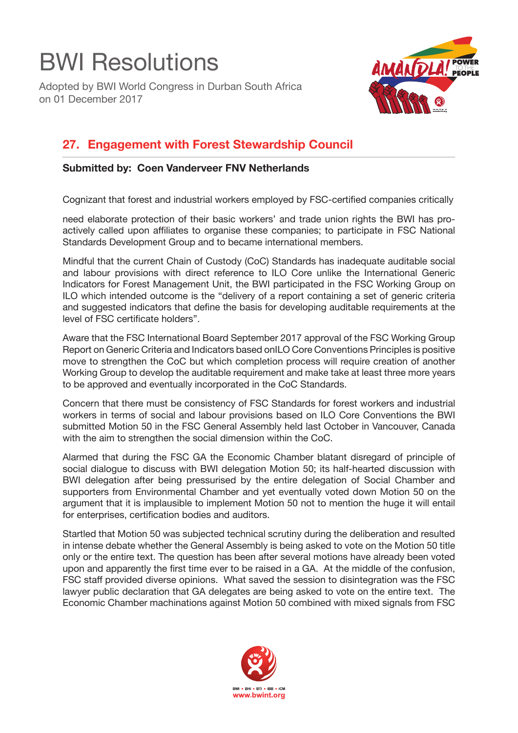# BWI Resolutions

Adopted by BWI World Congress in Durban South Africa on 01 December 2017

## 27. Engagement with Forest Stewardship Council

**Submitted by: Coen Vanderveer FNV Netherlands**

Cognizant that forest and industrial workers employed by FSC-certified companies critically

need elaborate protection of their basic workers' and trade union rights the BWI has pro-actively called upon affiliates to organise these companies; to participate in FSC National Standards Development Group and to became international members.

Mindful that the current Chain of Custody (CoC) Standards has inadequate auditable social and labour provisions with direct reference to ILO Core unlike the International Generic Indicators for Forest Management Unit, the BWI participated in the FSC Working Group on ILO which intended outcome is the "delivery of a report containing a set of generic criteria and suggested indicators that define the basis for developing auditable requirements at the level of FSC certificate holders".

Aware that the FSC International Board September 2017 approval of the FSC Working Group Report on Generic Criteria and Indicators based onILO Core Conventions Principles is positive move to strengthen the CoC but which completion process will require creation of another Working Group to develop the auditable requirement and make take at least three more years to be approved and eventually incorporated in the CoC Standards.

Concern that there must be consistency of FSC Standards for forest workers and industrial workers in terms of social and labour provisions based on ILO Core Conventions the BWI submitted Motion 50 in the FSC General Assembly held last October in Vancouver, Canada with the aim to strengthen the social dimension within the CoC.

Alarmed that during the FSC GA the Economic Chamber blatant disregard of principle of social dialogue to discuss with BWI delegation Motion 50; its half-hearted discussion with BWI delegation after being pressurised by the entire delegation of Social Chamber and supporters from Environmental Chamber and yet eventually voted down Motion 50 on the argument that it is implausible to implement Motion 50 not to mention the huge it will entail for enterprises, certification bodies and auditors.

Startled that Motion 50 was subjected technical scrutiny during the deliberation and resulted in intense debate whether the General Assembly is being asked to vote on the Motion 50 title only or the entire text. The question has been after several motions have already been voted upon and apparently the first time ever to be raised in a GA. At the middle of the confusion, FSC staff provided diverse opinions. What saved the session to disintegration was the FSC lawyer public declaration that GA delegates are being asked to vote on the entire text. The Economic Chamber machinations against Motion 50 combined with mixed signals from FSC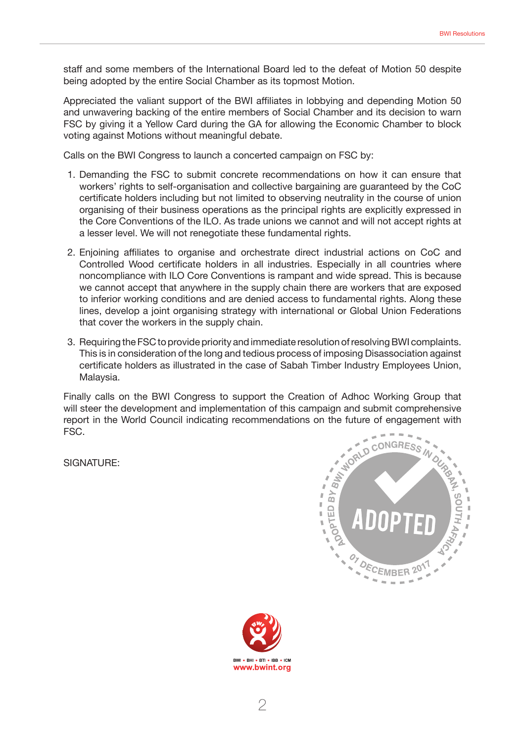staff and some members of the International Board led to the defeat of Motion 50 despite being adopted by the entire Social Chamber as its topmost Motion.

Appreciated the valiant support of the BWI affiliates in lobbying and depending Motion 50 and unwavering backing of the entire members of Social Chamber and its decision to warn FSC by giving it a Yellow Card during the GA for allowing the Economic Chamber to block voting against Motions without meaningful debate.

Calls on the BWI Congress to launch a concerted campaign on FSC by:

1. Demanding the FSC to submit concrete recommendations on how it can ensure that workers' rights to self-organisation and collective bargaining are guaranteed by the CoC certificate holders including but not limited to observing neutrality in the course of union organising of their business operations as the principal rights are explicitly expressed in the Core Conventions of the ILO. As trade unions we cannot and will not accept rights at a lesser level. We will not renegotiate these fundamental rights.
2. Enjoining affiliates to organise and orchestrate direct industrial actions on CoC and Controlled Wood certificate holders in all industries. Especially in all countries where noncompliance with ILO Core Conventions is rampant and wide spread. This is because we cannot accept that anywhere in the supply chain there are workers that are exposed to inferior working conditions and are denied access to fundamental rights. Along these lines, develop a joint organising strategy with international or Global Union Federations that cover the workers in the supply chain.
3. Requiring the FSC to provide priority and immediate resolution of resolving BWI complaints. This is in consideration of the long and tedious process of imposing Disassociation against certificate holders as illustrated in the case of Sabah Timber Industry Employees Union, Malaysia.

Finally calls on the BWI Congress to support the Creation of Adhoc Working Group that will steer the development and implementation of this campaign and submit comprehensive report in the World Council indicating recommendations on the future of engagement with FSC.

SIGNATURE:

ADOPTED BY BWI WORLD CONGRESS IN DURBAN, SOUTH AFRICA

ADOPTED

01 DECEMBER 2017

BWI • BHI • BTI • IBB • ICM
www.bwint.org